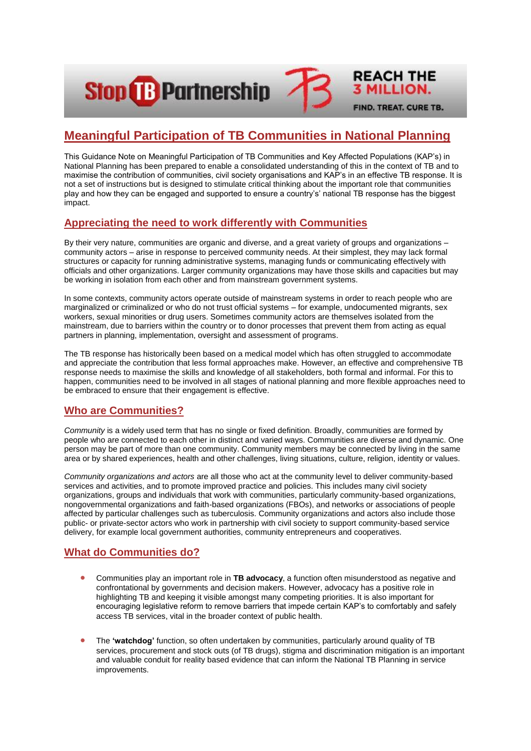# Meaningful Participation of TB Communities in National Planning

This Guidance Note on Meaningful Participation of TB Communities and Key Affected Populations (KAP's) in National Planning has been prepared to enable a consolidated understanding of this in the context of TB and to maximise the contribution of communities, civil society organisations and KAP's in an effective TB response. It is not a set of instructions but is designed to stimulate critical thinking about the important role that communities play and how they can be engaged and supported to ensure a country's' national TB response has the biggest impact.

## Appreciating the need to work differently with Communities

By their very nature, communities are organic and diverse, and a great variety of groups and organizations – community actors – arise in response to perceived community needs. At their simplest, they may lack formal structures or capacity for running administrative systems, managing funds or communicating effectively with officials and other organizations. Larger community organizations may have those skills and capacities but may be working in isolation from each other and from mainstream government systems.

In some contexts, community actors operate outside of mainstream systems in order to reach people who are marginalized or criminalized or who do not trust official systems – for example, undocumented migrants, sex workers, sexual minorities or drug users. Sometimes community actors are themselves isolated from the mainstream, due to barriers within the country or to donor processes that prevent them from acting as equal partners in planning, implementation, oversight and assessment of programs.

The TB response has historically been based on a medical model which has often struggled to accommodate and appreciate the contribution that less formal approaches make. However, an effective and comprehensive TB response needs to maximise the skills and knowledge of all stakeholders, both formal and informal. For this to happen, communities need to be involved in all stages of national planning and more flexible approaches need to be embraced to ensure that their engagement is effective.

## Who are Communities?

*Community* is a widely used term that has no single or fixed definition. Broadly, communities are formed by people who are connected to each other in distinct and varied ways. Communities are diverse and dynamic. One person may be part of more than one community. Community members may be connected by living in the same area or by shared experiences, health and other challenges, living situations, culture, religion, identity or values.

*Community organizations and actors* are all those who act at the community level to deliver community-based services and activities, and to promote improved practice and policies. This includes many civil society organizations, groups and individuals that work with communities, particularly community-based organizations, nongovernmental organizations and faith-based organizations (FBOs), and networks or associations of people affected by particular challenges such as tuberculosis. Community organizations and actors also include those public- or private-sector actors who work in partnership with civil society to support community-based service delivery, for example local government authorities, community entrepreneurs and cooperatives.

## What do Communities do?

- Communities play an important role in **TB advocacy**, a function often misunderstood as negative and confrontational by governments and decision makers. However, advocacy has a positive role in highlighting TB and keeping it visible amongst many competing priorities. It is also important for encouraging legislative reform to remove barriers that impede certain KAP's to comfortably and safely access TB services, vital in the broader context of public health.

- The **'watchdog'** function, so often undertaken by communities, particularly around quality of TB services, procurement and stock outs (of TB drugs), stigma and discrimination mitigation is an important and valuable conduit for reality based evidence that can inform the National TB Planning in service improvements.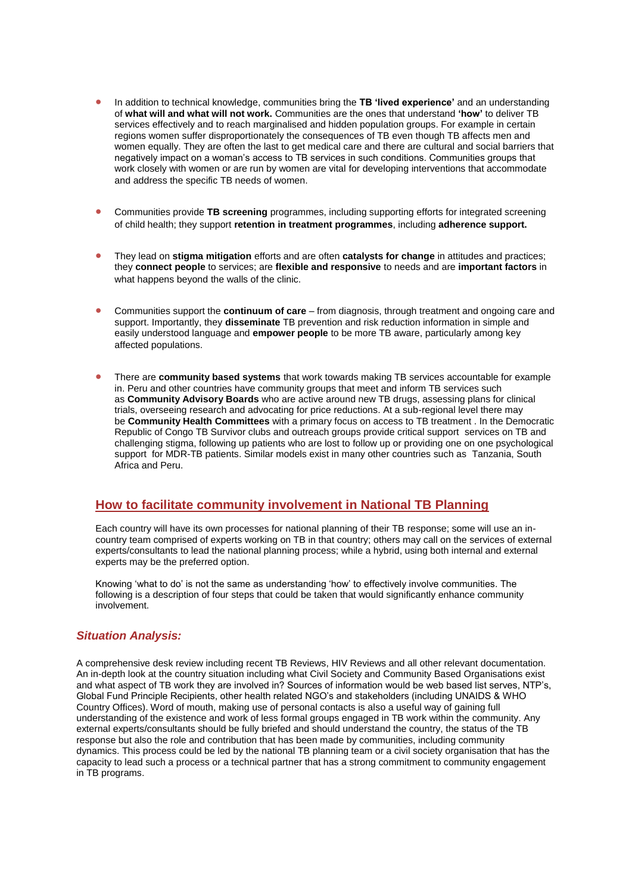- In addition to technical knowledge, communities bring the **TB 'lived experience'** and an understanding of **what will and what will not work.** Communities are the ones that understand **'how'** to deliver TB services effectively and to reach marginalised and hidden population groups. For example in certain regions women suffer disproportionately the consequences of TB even though TB affects men and women equally. They are often the last to get medical care and there are cultural and social barriers that negatively impact on a woman's access to TB services in such conditions. Communities groups that work closely with women or are run by women are vital for developing interventions that accommodate and address the specific TB needs of women.

- Communities provide **TB screening** programmes, including supporting efforts for integrated screening of child health; they support **retention in treatment programmes**, including **adherence support.**

- They lead on **stigma mitigation** efforts and are often **catalysts for change** in attitudes and practices; they **connect people** to services; are **flexible and responsive** to needs and are **important factors** in what happens beyond the walls of the clinic.

- Communities support the **continuum of care** – from diagnosis, through treatment and ongoing care and support. Importantly, they **disseminate** TB prevention and risk reduction information in simple and easily understood language and **empower people** to be more TB aware, particularly among key affected populations.

- There are **community based systems** that work towards making TB services accountable for example in. Peru and other countries have community groups that meet and inform TB services such as **Community Advisory Boards** who are active around new TB drugs, assessing plans for clinical trials, overseeing research and advocating for price reductions. At a sub-regional level there may be **Community Health Committees** with a primary focus on access to TB treatment . In the Democratic Republic of Congo TB Survivor clubs and outreach groups provide critical support services on TB and challenging stigma, following up patients who are lost to follow up or providing one on one psychological support for MDR-TB patients. Similar models exist in many other countries such as Tanzania, South Africa and Peru.

## How to facilitate community involvement in National TB Planning

Each country will have its own processes for national planning of their TB response; some will use an in-country team comprised of experts working on TB in that country; others may call on the services of external experts/consultants to lead the national planning process; while a hybrid, using both internal and external experts may be the preferred option.

Knowing 'what to do' is not the same as understanding 'how' to effectively involve communities. The following is a description of four steps that could be taken that would significantly enhance community involvement.

### *Situation Analysis:*

A comprehensive desk review including recent TB Reviews, HIV Reviews and all other relevant documentation. An in-depth look at the country situation including what Civil Society and Community Based Organisations exist and what aspect of TB work they are involved in? Sources of information would be web based list serves, NTP's, Global Fund Principle Recipients, other health related NGO's and stakeholders (including UNAIDS & WHO Country Offices). Word of mouth, making use of personal contacts is also a useful way of gaining full understanding of the existence and work of less formal groups engaged in TB work within the community. Any external experts/consultants should be fully briefed and should understand the country, the status of the TB response but also the role and contribution that has been made by communities, including community dynamics. This process could be led by the national TB planning team or a civil society organisation that has the capacity to lead such a process or a technical partner that has a strong commitment to community engagement in TB programs.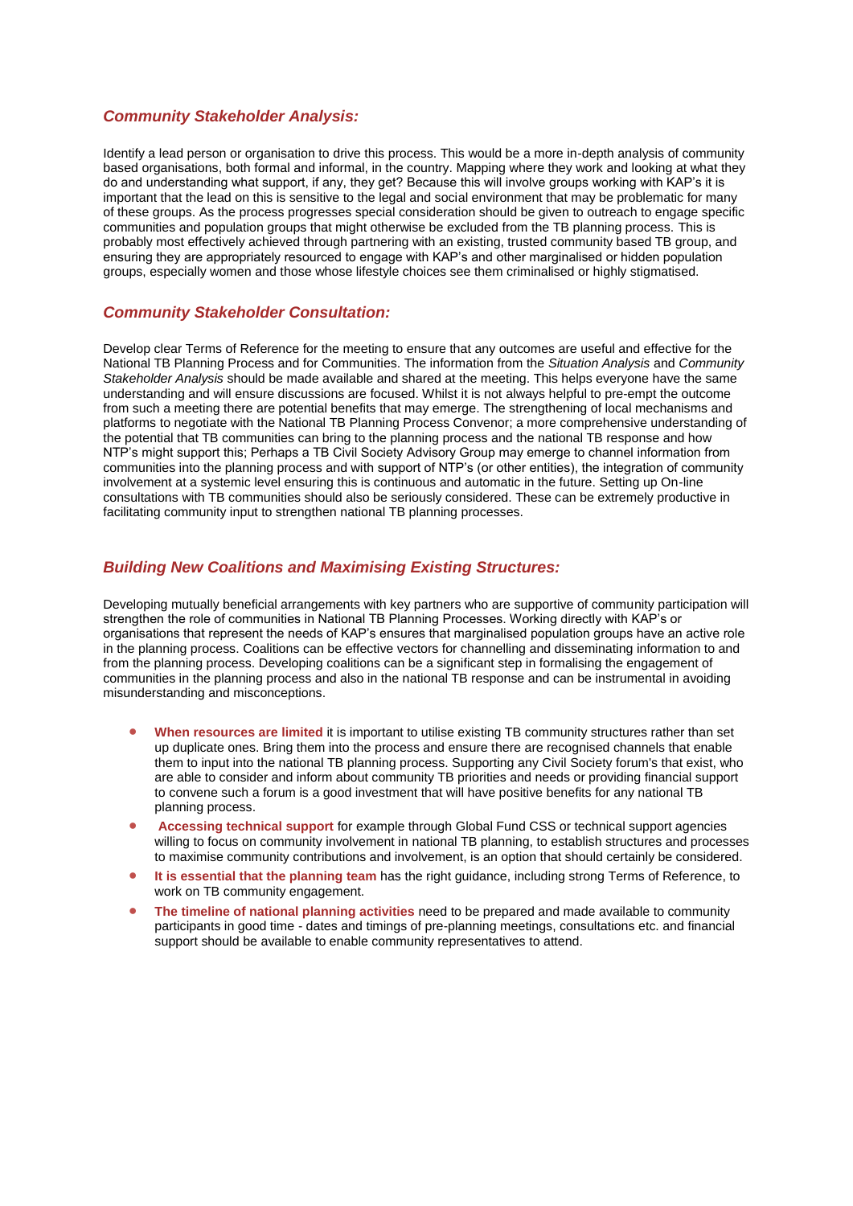### *Community Stakeholder Analysis:*

Identify a lead person or organisation to drive this process. This would be a more in-depth analysis of community based organisations, both formal and informal, in the country. Mapping where they work and looking at what they do and understanding what support, if any, they get? Because this will involve groups working with KAP's it is important that the lead on this is sensitive to the legal and social environment that may be problematic for many of these groups. As the process progresses special consideration should be given to outreach to engage specific communities and population groups that might otherwise be excluded from the TB planning process. This is probably most effectively achieved through partnering with an existing, trusted community based TB group, and ensuring they are appropriately resourced to engage with KAP's and other marginalised or hidden population groups, especially women and those whose lifestyle choices see them criminalised or highly stigmatised.

### *Community Stakeholder Consultation:*

Develop clear Terms of Reference for the meeting to ensure that any outcomes are useful and effective for the National TB Planning Process and for Communities. The information from the *Situation Analysis* and *Community Stakeholder Analysis* should be made available and shared at the meeting. This helps everyone have the same understanding and will ensure discussions are focused. Whilst it is not always helpful to pre-empt the outcome from such a meeting there are potential benefits that may emerge. The strengthening of local mechanisms and platforms to negotiate with the National TB Planning Process Convenor; a more comprehensive understanding of the potential that TB communities can bring to the planning process and the national TB response and how NTP's might support this; Perhaps a TB Civil Society Advisory Group may emerge to channel information from communities into the planning process and with support of NTP's (or other entities), the integration of community involvement at a systemic level ensuring this is continuous and automatic in the future. Setting up On-line consultations with TB communities should also be seriously considered. These can be extremely productive in facilitating community input to strengthen national TB planning processes.

### *Building New Coalitions and Maximising Existing Structures:*

Developing mutually beneficial arrangements with key partners who are supportive of community participation will strengthen the role of communities in National TB Planning Processes. Working directly with KAP's or organisations that represent the needs of KAP's ensures that marginalised population groups have an active role in the planning process. Coalitions can be effective vectors for channelling and disseminating information to and from the planning process. Developing coalitions can be a significant step in formalising the engagement of communities in the planning process and also in the national TB response and can be instrumental in avoiding misunderstanding and misconceptions.

- **When resources are limited** it is important to utilise existing TB community structures rather than set up duplicate ones. Bring them into the process and ensure there are recognised channels that enable them to input into the national TB planning process. Supporting any Civil Society forum's that exist, who are able to consider and inform about community TB priorities and needs or providing financial support to convene such a forum is a good investment that will have positive benefits for any national TB planning process.
- **Accessing technical support** for example through Global Fund CSS or technical support agencies willing to focus on community involvement in national TB planning, to establish structures and processes to maximise community contributions and involvement, is an option that should certainly be considered.
- **It is essential that the planning team** has the right guidance, including strong Terms of Reference, to work on TB community engagement.
- **The timeline of national planning activities** need to be prepared and made available to community participants in good time - dates and timings of pre-planning meetings, consultations etc. and financial support should be available to enable community representatives to attend.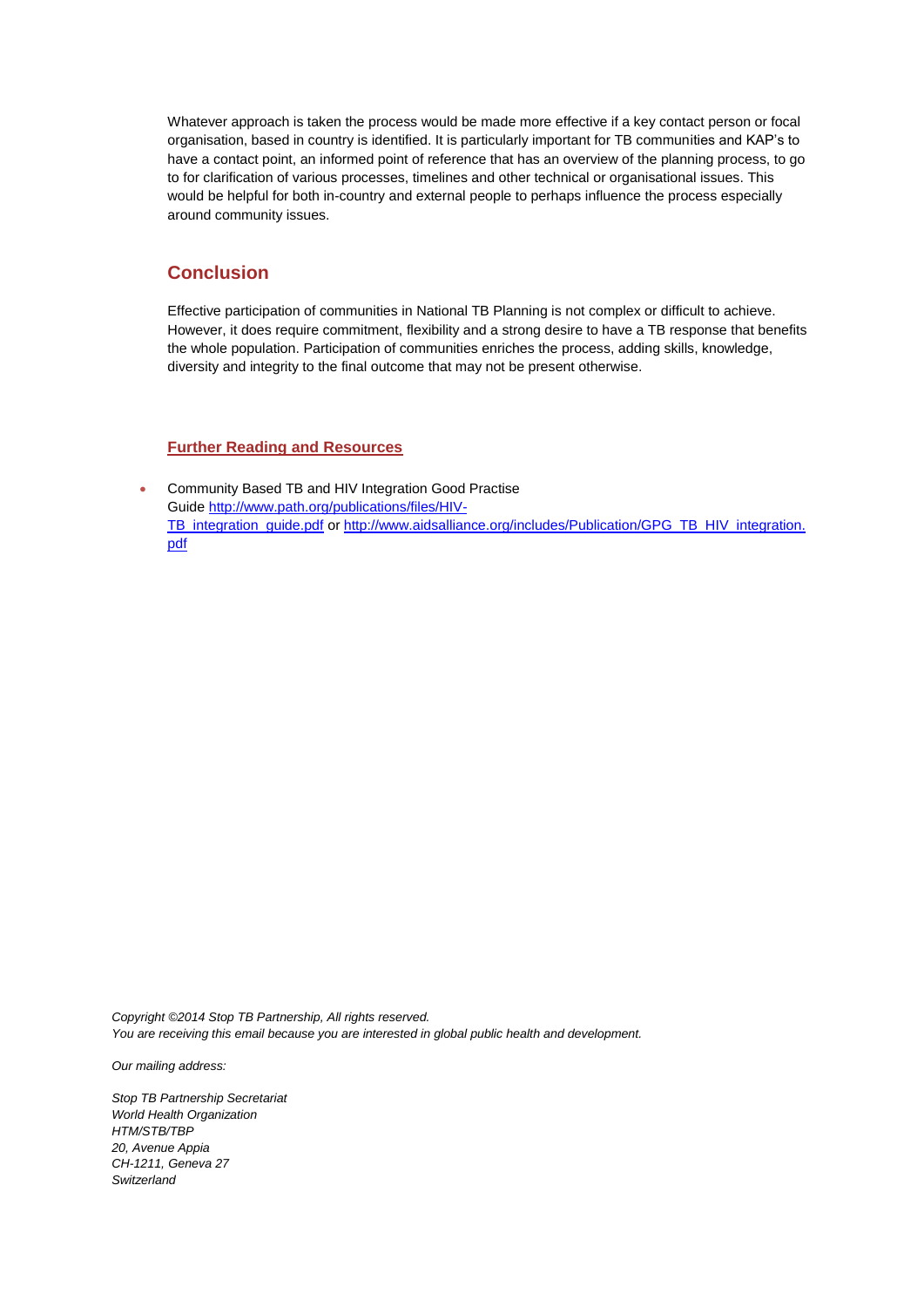Whatever approach is taken the process would be made more effective if a key contact person or focal organisation, based in country is identified. It is particularly important for TB communities and KAP's to have a contact point, an informed point of reference that has an overview of the planning process, to go to for clarification of various processes, timelines and other technical or organisational issues. This would be helpful for both in-country and external people to perhaps influence the process especially around community issues.

## Conclusion

Effective participation of communities in National TB Planning is not complex or difficult to achieve. However, it does require commitment, flexibility and a strong desire to have a TB response that benefits the whole population. Participation of communities enriches the process, adding skills, knowledge, diversity and integrity to the final outcome that may not be present otherwise.

### Further Reading and Resources

- Community Based TB and HIV Integration Good Practise Guide http://www.path.org/publications/files/HIV-TB_integration_guide.pdf or http://www.aidsalliance.org/includes/Publication/GPG_TB_HIV_integration.pdf

*Copyright ©2014 Stop TB Partnership, All rights reserved.*
*You are receiving this email because you are interested in global public health and development.*

*Our mailing address:*

*Stop TB Partnership Secretariat*
*World Health Organization*
*HTM/STB/TBP*
*20, Avenue Appia*
*CH-1211, Geneva 27*
*Switzerland*